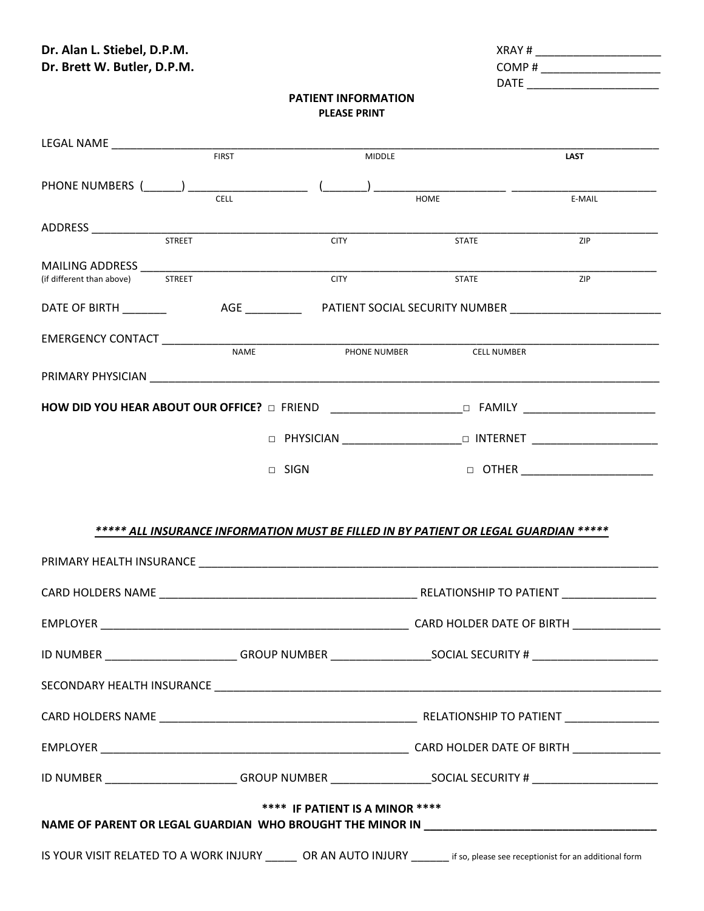**Dr. Alan L. Stiebel, D.P.M.**
**Dr. Brett W. Butler, D.P.M.**

XRAY # ____________________
COMP # ___________________
DATE _____________________

## PATIENT INFORMATION
**PLEASE PRINT**

LEGAL NAME ________________________________________________________________________________
FIRST MIDDLE **LAST**

PHONE NUMBERS (______) ___________________ (_______) _____________________ _______________________
CELL HOME E-MAIL

ADDRESS ___________________________________________________________________________________
STREET CITY STATE ZIP

MAILING ADDRESS ____________________________________________________________________________
(if different than above) STREET CITY STATE ZIP

DATE OF BIRTH _______ AGE _________ PATIENT SOCIAL SECURITY NUMBER ________________________

EMERGENCY CONTACT __________________________________________________________________________
NAME PHONE NUMBER CELL NUMBER

PRIMARY PHYSICIAN __________________________________________________________________________

**HOW DID YOU HEAR ABOUT OUR OFFICE?** □ FRIEND _____________________ □ FAMILY _____________________

□ PHYSICIAN ___________________ □ INTERNET ____________________

□ SIGN □ OTHER _____________________

***_***** ALL INSURANCE INFORMATION MUST BE FILLED IN BY PATIENT OR LEGAL GUARDIAN *****_***

PRIMARY HEALTH INSURANCE ___________________________________________________________________

CARD HOLDERS NAME _________________________________________ RELATIONSHIP TO PATIENT _______________

EMPLOYER ____________________________________________________ CARD HOLDER DATE OF BIRTH ______________

ID NUMBER _____________________ GROUP NUMBER ________________SOCIAL SECURITY # _____________________

SECONDARY HEALTH INSURANCE _________________________________________________________________

CARD HOLDERS NAME _________________________________________ RELATIONSHIP TO PATIENT _______________

EMPLOYER ____________________________________________________ CARD HOLDER DATE OF BIRTH ______________

ID NUMBER _____________________ GROUP NUMBER ________________SOCIAL SECURITY # _____________________

**\*\*\*\* IF PATIENT IS A MINOR \*\*\*\***
**NAME OF PARENT OR LEGAL GUARDIAN WHO BROUGHT THE MINOR IN _____________________________________**

IS YOUR VISIT RELATED TO A WORK INJURY _____ OR AN AUTO INJURY ______ if so, please see receptionist for an additional form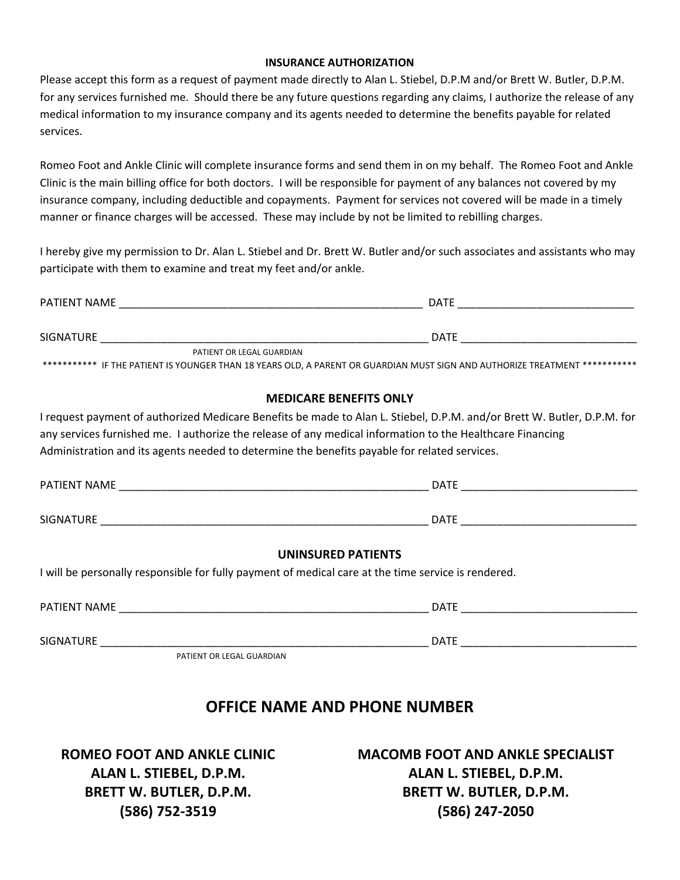## INSURANCE AUTHORIZATION

Please accept this form as a request of payment made directly to Alan L. Stiebel, D.P.M and/or Brett W. Butler, D.P.M. for any services furnished me. Should there be any future questions regarding any claims, I authorize the release of any medical information to my insurance company and its agents needed to determine the benefits payable for related services.

Romeo Foot and Ankle Clinic will complete insurance forms and send them in on my behalf. The Romeo Foot and Ankle Clinic is the main billing office for both doctors. I will be responsible for payment of any balances not covered by my insurance company, including deductible and copayments. Payment for services not covered will be made in a timely manner or finance charges will be accessed. These may include by not be limited to rebilling charges.

I hereby give my permission to Dr. Alan L. Stiebel and Dr. Brett W. Butler and/or such associates and assistants who may participate with them to examine and treat my feet and/or ankle.

PATIENT NAME ____________________________________________________ DATE ______________________________

SIGNATURE _________________________________________________________ DATE ______________________________

PATIENT OR LEGAL GUARDIAN

*********** IF THE PATIENT IS YOUNGER THAN 18 YEARS OLD, A PARENT OR GUARDIAN MUST SIGN AND AUTHORIZE TREATMENT ***********

## MEDICARE BENEFITS ONLY

I request payment of authorized Medicare Benefits be made to Alan L. Stiebel, D.P.M. and/or Brett W. Butler, D.P.M. for any services furnished me. I authorize the release of any medical information to the Healthcare Financing Administration and its agents needed to determine the benefits payable for related services.

PATIENT NAME ____________________________________________________ DATE ______________________________

SIGNATURE _________________________________________________________ DATE ______________________________

## UNINSURED PATIENTS

I will be personally responsible for fully payment of medical care at the time service is rendered.

PATIENT NAME ____________________________________________________ DATE ______________________________

SIGNATURE _________________________________________________________ DATE ______________________________

PATIENT OR LEGAL GUARDIAN

# OFFICE NAME AND PHONE NUMBER

**ROMEO FOOT AND ANKLE CLINIC**
**ALAN L. STIEBEL, D.P.M.**
**BRETT W. BUTLER, D.P.M.**
**(586) 752-3519**

**MACOMB FOOT AND ANKLE SPECIALIST**
**ALAN L. STIEBEL, D.P.M.**
**BRETT W. BUTLER, D.P.M.**
**(586) 247-2050**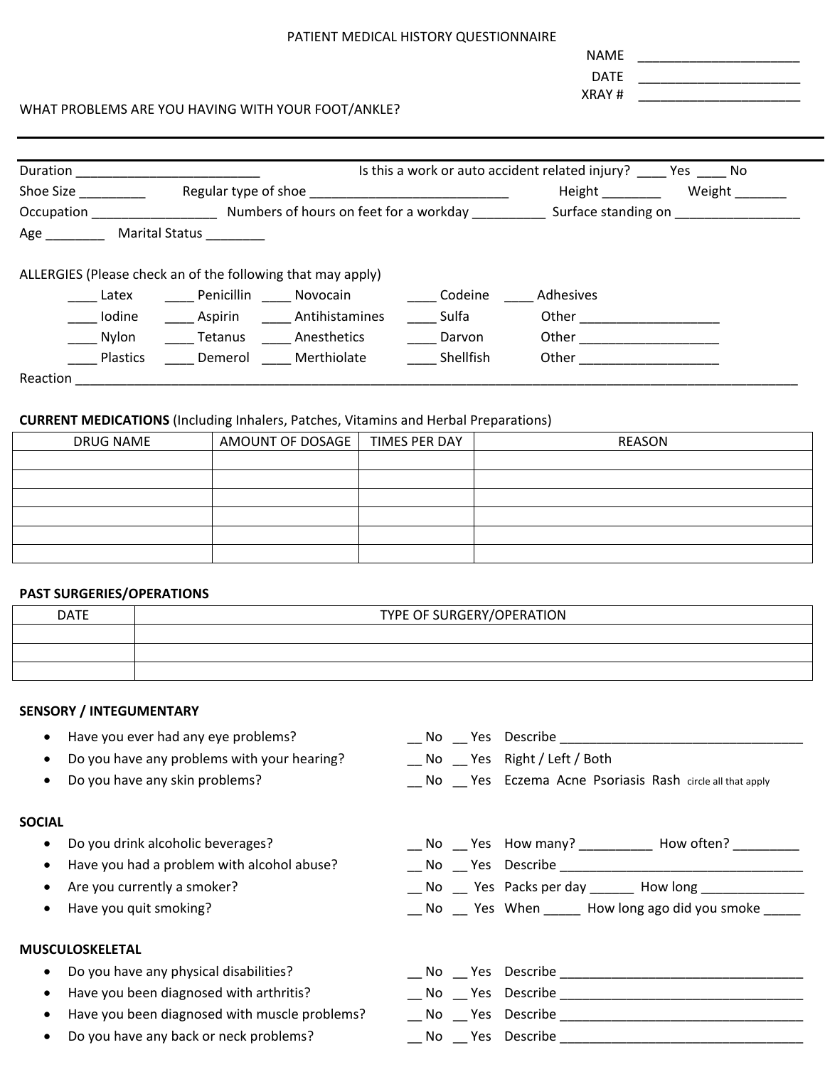# PATIENT MEDICAL HISTORY QUESTIONNAIRE

NAME _______________________

DATE _______________________

XRAY # _______________________

WHAT PROBLEMS ARE YOU HAVING WITH YOUR FOOT/ANKLE?

---

---

Duration _________________________ Is this a work or auto accident related injury? ____ Yes ____ No

Shoe Size _________ Regular type of shoe ___________________________ Height ________ Weight _______

Occupation _________________ Numbers of hours on feet for a workday __________ Surface standing on _________________

Age ________ Marital Status ________

ALLERGIES (Please check an of the following that may apply)

| | | | | |
|---|---|---|---|---|
| ____ Latex | ____ Penicillin | ____ Novocain | ____ Codeine | ____ Adhesives |
| ____ Iodine | ____ Aspirin | ____ Antihistamines | ____ Sulfa | Other ___________________ |
| ____ Nylon | ____ Tetanus | ____ Anesthetics | ____ Darvon | Other ___________________ |
| ____ Plastics | ____ Demerol | ____ Merthiolate | ____ Shellfish | Other ___________________ |

Reaction ___________________________________________________________________________________________________

**CURRENT MEDICATIONS** (Including Inhalers, Patches, Vitamins and Herbal Preparations)

| DRUG NAME | AMOUNT OF DOSAGE | TIMES PER DAY | REASON |
|---|---|---|---|
| | | | |
| | | | |
| | | | |
| | | | |
| | | | |
| | | | |

**PAST SURGERIES/OPERATIONS**

| DATE | TYPE OF SURGERY/OPERATION |
|---|---|
| | |
| | |
| | |

**SENSORY / INTEGUMENTARY**

- Have you ever had any eye problems? __ No __ Yes Describe ___________________________________
- Do you have any problems with your hearing? __ No __ Yes Right / Left / Both
- Do you have any skin problems? __ No __ Yes Eczema Acne Psoriasis Rash circle all that apply

**SOCIAL**

- Do you drink alcoholic beverages? __ No __ Yes How many? __________ How often? _________
- Have you had a problem with alcohol abuse? __ No __ Yes Describe ___________________________________
- Are you currently a smoker? __ No __ Yes Packs per day ______ How long _______________
- Have you quit smoking? __ No __ Yes When _____ How long ago did you smoke _____

**MUSCULOSKELETAL**

- Do you have any physical disabilities? __ No __ Yes Describe ___________________________________
- Have you been diagnosed with arthritis? __ No __ Yes Describe ___________________________________
- Have you been diagnosed with muscle problems? __ No __ Yes Describe ___________________________________
- Do you have any back or neck problems? __ No __ Yes Describe ___________________________________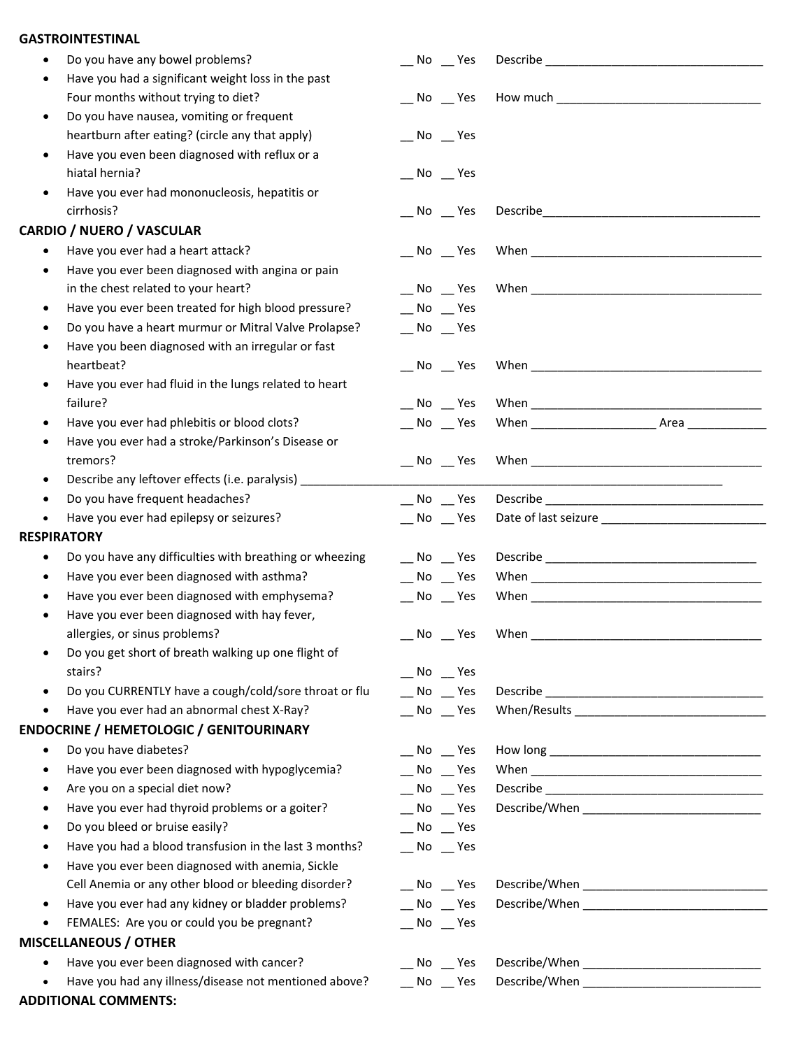**GASTROINTESTINAL**

- Do you have any bowel problems? __ No __ Yes Describe ________________________________
- Have you had a significant weight loss in the past Four months without trying to diet? __ No __ Yes How much ______________________________
- Do you have nausea, vomiting or frequent heartburn after eating? (circle any that apply) __ No __ Yes
- Have you even been diagnosed with reflux or a hiatal hernia? __ No __ Yes
- Have you ever had mononucleosis, hepatitis or cirrhosis? __ No __ Yes Describe________________________________

**CARDIO / NUERO / VASCULAR**

- Have you ever had a heart attack? __ No __ Yes When __________________________________
- Have you ever been diagnosed with angina or pain in the chest related to your heart? __ No __ Yes When __________________________________
- Have you ever been treated for high blood pressure? __ No __ Yes
- Do you have a heart murmur or Mitral Valve Prolapse? __ No __ Yes
- Have you been diagnosed with an irregular or fast heartbeat? __ No __ Yes When __________________________________
- Have you ever had fluid in the lungs related to heart failure? __ No __ Yes When __________________________________
- Have you ever had phlebitis or blood clots? __ No __ Yes When __________________ Area ____________
- Have you ever had a stroke/Parkinson's Disease or tremors? __ No __ Yes When __________________________________
- Describe any leftover effects (i.e. paralysis) ________________________________________________________________
- Do you have frequent headaches? __ No __ Yes Describe ________________________________
- Have you ever had epilepsy or seizures? __ No __ Yes Date of last seizure ________________________

**RESPIRATORY**

- Do you have any difficulties with breathing or wheezing __ No __ Yes Describe ________________________________
- Have you ever been diagnosed with asthma? __ No __ Yes When __________________________________
- Have you ever been diagnosed with emphysema? __ No __ Yes When __________________________________
- Have you ever been diagnosed with hay fever, allergies, or sinus problems? __ No __ Yes When __________________________________
- Do you get short of breath walking up one flight of stairs? __ No __ Yes
- Do you CURRENTLY have a cough/cold/sore throat or flu __ No __ Yes Describe ________________________________
- Have you ever had an abnormal chest X-Ray? __ No __ Yes When/Results ____________________________

**ENDOCRINE / HEMETOLOGIC / GENITOURINARY**

- Do you have diabetes? __ No __ Yes How long ________________________________
- Have you ever been diagnosed with hypoglycemia? __ No __ Yes When __________________________________
- Are you on a special diet now? __ No __ Yes Describe ________________________________
- Have you ever had thyroid problems or a goiter? __ No __ Yes Describe/When ___________________________
- Do you bleed or bruise easily? __ No __ Yes
- Have you had a blood transfusion in the last 3 months? __ No __ Yes
- Have you ever been diagnosed with anemia, Sickle Cell Anemia or any other blood or bleeding disorder? __ No __ Yes Describe/When ___________________________
- Have you ever had any kidney or bladder problems? __ No __ Yes Describe/When ___________________________
- FEMALES: Are you or could you be pregnant? __ No __ Yes

**MISCELLANEOUS / OTHER**

- Have you ever been diagnosed with cancer? __ No __ Yes Describe/When __________________________
- Have you had any illness/disease not mentioned above? __ No __ Yes Describe/When __________________________

**ADDITIONAL COMMENTS:**